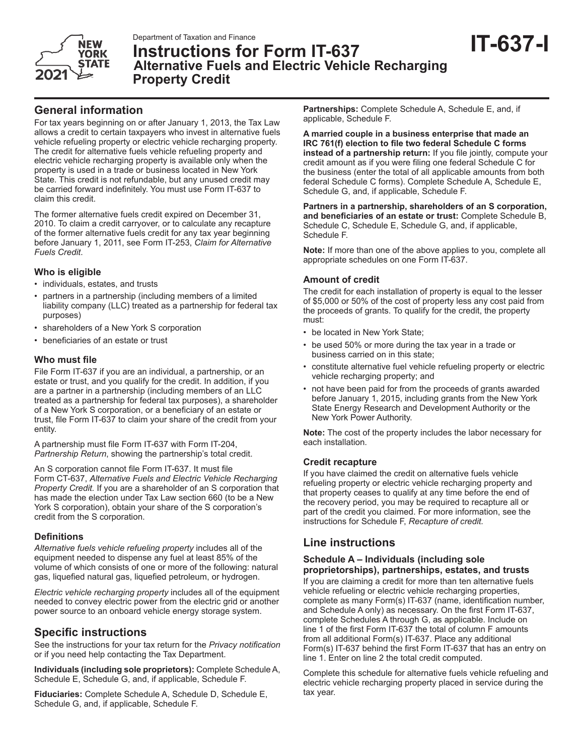Department of Taxation and Finance

# Instructions for Form IT-637

## Alternative Fuels and Electric Vehicle Recharging Property Credit

**IT-637-I**

2021

## General information

For tax years beginning on or after January 1, 2013, the Tax Law allows a credit to certain taxpayers who invest in alternative fuels vehicle refueling property or electric vehicle recharging property. The credit for alternative fuels vehicle refueling property and electric vehicle recharging property is available only when the property is used in a trade or business located in New York State. This credit is not refundable, but any unused credit may be carried forward indefinitely. You must use Form IT-637 to claim this credit.

The former alternative fuels credit expired on December 31, 2010. To claim a credit carryover, or to calculate any recapture of the former alternative fuels credit for any tax year beginning before January 1, 2011, see Form IT-253, *Claim for Alternative Fuels Credit*.

### Who is eligible

- individuals, estates, and trusts
- partners in a partnership (including members of a limited liability company (LLC) treated as a partnership for federal tax purposes)
- shareholders of a New York S corporation
- beneficiaries of an estate or trust

### Who must file

File Form IT-637 if you are an individual, a partnership, or an estate or trust, and you qualify for the credit. In addition, if you are a partner in a partnership (including members of an LLC treated as a partnership for federal tax purposes), a shareholder of a New York S corporation, or a beneficiary of an estate or trust, file Form IT-637 to claim your share of the credit from your entity.

A partnership must file Form IT-637 with Form IT-204, *Partnership Return*, showing the partnership's total credit.

An S corporation cannot file Form IT-637. It must file Form CT-637, *Alternative Fuels and Electric Vehicle Recharging Property Credit.* If you are a shareholder of an S corporation that has made the election under Tax Law section 660 (to be a New York S corporation), obtain your share of the S corporation's credit from the S corporation.

### Definitions

*Alternative fuels vehicle refueling property* includes all of the equipment needed to dispense any fuel at least 85% of the volume of which consists of one or more of the following: natural gas, liquefied natural gas, liquefied petroleum, or hydrogen.

*Electric vehicle recharging property* includes all of the equipment needed to convey electric power from the electric grid or another power source to an onboard vehicle energy storage system.

## Specific instructions

See the instructions for your tax return for the *Privacy notification* or if you need help contacting the Tax Department.

**Individuals (including sole proprietors):** Complete Schedule A, Schedule E, Schedule G, and, if applicable, Schedule F.

**Fiduciaries:** Complete Schedule A, Schedule D, Schedule E, Schedule G, and, if applicable, Schedule F.

**Partnerships:** Complete Schedule A, Schedule E, and, if applicable, Schedule F.

**A married couple in a business enterprise that made an IRC 761(f) election to file two federal Schedule C forms instead of a partnership return:** If you file jointly, compute your credit amount as if you were filing one federal Schedule C for the business (enter the total of all applicable amounts from both federal Schedule C forms). Complete Schedule A, Schedule E, Schedule G, and, if applicable, Schedule F.

**Partners in a partnership, shareholders of an S corporation, and beneficiaries of an estate or trust:** Complete Schedule B, Schedule C, Schedule E, Schedule G, and, if applicable, Schedule F.

**Note:** If more than one of the above applies to you, complete all appropriate schedules on one Form IT-637.

### Amount of credit

The credit for each installation of property is equal to the lesser of $5,000 or 50% of the cost of property less any cost paid from the proceeds of grants. To qualify for the credit, the property must:

- be located in New York State;
- be used 50% or more during the tax year in a trade or business carried on in this state;
- constitute alternative fuel vehicle refueling property or electric vehicle recharging property; and
- not have been paid for from the proceeds of grants awarded before January 1, 2015, including grants from the New York State Energy Research and Development Authority or the New York Power Authority.

**Note:** The cost of the property includes the labor necessary for each installation.

### Credit recapture

If you have claimed the credit on alternative fuels vehicle refueling property or electric vehicle recharging property and that property ceases to qualify at any time before the end of the recovery period, you may be required to recapture all or part of the credit you claimed. For more information, see the instructions for Schedule F, *Recapture of credit.*

## Line instructions

### Schedule A – Individuals (including sole proprietorships), partnerships, estates, and trusts

If you are claiming a credit for more than ten alternative fuels vehicle refueling or electric vehicle recharging properties, complete as many Form(s) IT-637 (name, identification number, and Schedule A only) as necessary. On the first Form IT-637, complete Schedules A through G, as applicable. Include on line 1 of the first Form IT-637 the total of column F amounts from all additional Form(s) IT-637. Place any additional Form(s) IT-637 behind the first Form IT-637 that has an entry on line 1. Enter on line 2 the total credit computed.

Complete this schedule for alternative fuels vehicle refueling and electric vehicle recharging property placed in service during the tax year.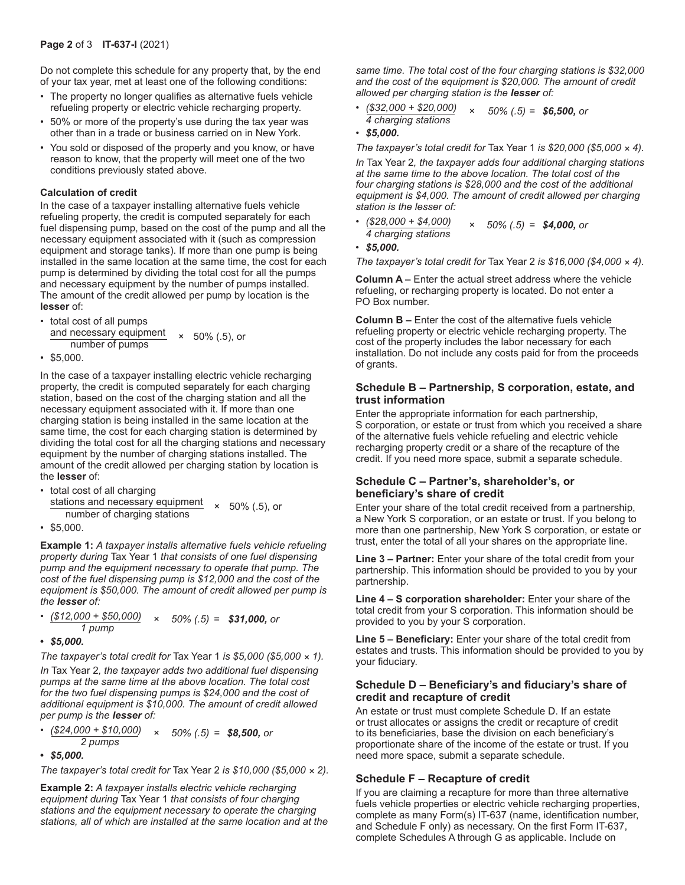Do not complete this schedule for any property that, by the end of your tax year, met at least one of the following conditions:

- The property no longer qualifies as alternative fuels vehicle refueling property or electric vehicle recharging property.
- 50% or more of the property's use during the tax year was other than in a trade or business carried on in New York.
- You sold or disposed of the property and you know, or have reason to know, that the property will meet one of the two conditions previously stated above.

**Calculation of credit**

In the case of a taxpayer installing alternative fuels vehicle refueling property, the credit is computed separately for each fuel dispensing pump, based on the cost of the pump and all the necessary equipment associated with it (such as compression equipment and storage tanks). If more than one pump is being installed in the same location at the same time, the cost for each pump is determined by dividing the total cost for all the pumps and necessary equipment by the number of pumps installed. The amount of the credit allowed per pump by location is the **lesser** of:

- $\dfrac{\text{total cost of all pumps and necessary equipment}}{\text{number of pumps}} \times 50\% \ (.5)$, or
- \$5,000.

In the case of a taxpayer installing electric vehicle recharging property, the credit is computed separately for each charging station, based on the cost of the charging station and all the necessary equipment associated with it. If more than one charging station is being installed in the same location at the same time, the cost for each charging station is determined by dividing the total cost for all the charging stations and necessary equipment by the number of charging stations installed. The amount of the credit allowed per charging station by location is the **lesser** of:

- $\dfrac{\text{total cost of all charging stations and necessary equipment}}{\text{number of charging stations}} \times 50\% \ (.5)$, or
- \$5,000.

**Example 1:** *A taxpayer installs alternative fuels vehicle refueling property during* Tax Year 1 *that consists of one fuel dispensing pump and the equipment necessary to operate that pump. The cost of the fuel dispensing pump is \$12,000 and the cost of the equipment is \$50,000. The amount of credit allowed per pump is the **lesser** of:*

- $\dfrac{(\$12{,}000 + \$50{,}000)}{1 \text{ pump}} \times 50\% \ (.5) =$ ***\$31,000,*** *or*
- ***\$5,000.***

*The taxpayer's total credit for* Tax Year 1 *is \$5,000 (\$5,000 × 1).*

*In* Tax Year 2*, the taxpayer adds two additional fuel dispensing pumps at the same time at the above location. The total cost for the two fuel dispensing pumps is \$24,000 and the cost of additional equipment is \$10,000. The amount of credit allowed per pump is the **lesser** of:*

- $\dfrac{(\$24{,}000 + \$10{,}000)}{2 \text{ pumps}} \times 50\% \ (.5) =$ ***\$8,500,*** *or*
- ***\$5,000.***

*The taxpayer's total credit for* Tax Year 2 *is \$10,000 (\$5,000 × 2).*

**Example 2:** *A taxpayer installs electric vehicle recharging equipment during* Tax Year 1 *that consists of four charging stations and the equipment necessary to operate the charging stations, all of which are installed at the same location and at the same time. The total cost of the four charging stations is \$32,000 and the cost of the equipment is \$20,000. The amount of credit allowed per charging station is the **lesser** of:*

- $\dfrac{(\$32{,}000 + \$20{,}000)}{4 \text{ charging stations}} \times 50\% \ (.5) =$ ***\$6,500,*** *or*
- ***\$5,000.***

*The taxpayer's total credit for* Tax Year 1 *is \$20,000 (\$5,000 × 4).*

*In* Tax Year 2*, the taxpayer adds four additional charging stations at the same time to the above location. The total cost of the four charging stations is \$28,000 and the cost of the additional equipment is \$4,000. The amount of credit allowed per charging station is the lesser of:*

- $\dfrac{(\$28{,}000 + \$4{,}000)}{4 \text{ charging stations}} \times 50\% \ (.5) =$ ***\$4,000,*** *or*
- ***\$5,000.***

*The taxpayer's total credit for* Tax Year 2 *is \$16,000 (\$4,000 × 4).*

**Column A –** Enter the actual street address where the vehicle refueling, or recharging property is located. Do not enter a PO Box number.

**Column B –** Enter the cost of the alternative fuels vehicle refueling property or electric vehicle recharging property. The cost of the property includes the labor necessary for each installation. Do not include any costs paid for from the proceeds of grants.

### Schedule B – Partnership, S corporation, estate, and trust information

Enter the appropriate information for each partnership, S corporation, or estate or trust from which you received a share of the alternative fuels vehicle refueling and electric vehicle recharging property credit or a share of the recapture of the credit. If you need more space, submit a separate schedule.

### Schedule C – Partner's, shareholder's, or beneficiary's share of credit

Enter your share of the total credit received from a partnership, a New York S corporation, or an estate or trust. If you belong to more than one partnership, New York S corporation, or estate or trust, enter the total of all your shares on the appropriate line.

**Line 3 – Partner:** Enter your share of the total credit from your partnership. This information should be provided to you by your partnership.

**Line 4 – S corporation shareholder:** Enter your share of the total credit from your S corporation. This information should be provided to you by your S corporation.

**Line 5 – Beneficiary:** Enter your share of the total credit from estates and trusts. This information should be provided to you by your fiduciary.

### Schedule D – Beneficiary's and fiduciary's share of credit and recapture of credit

An estate or trust must complete Schedule D. If an estate or trust allocates or assigns the credit or recapture of credit to its beneficiaries, base the division on each beneficiary's proportionate share of the income of the estate or trust. If you need more space, submit a separate schedule.

### Schedule F – Recapture of credit

If you are claiming a recapture for more than three alternative fuels vehicle properties or electric vehicle recharging properties, complete as many Form(s) IT-637 (name, identification number, and Schedule F only) as necessary. On the first Form IT-637, complete Schedules A through G as applicable. Include on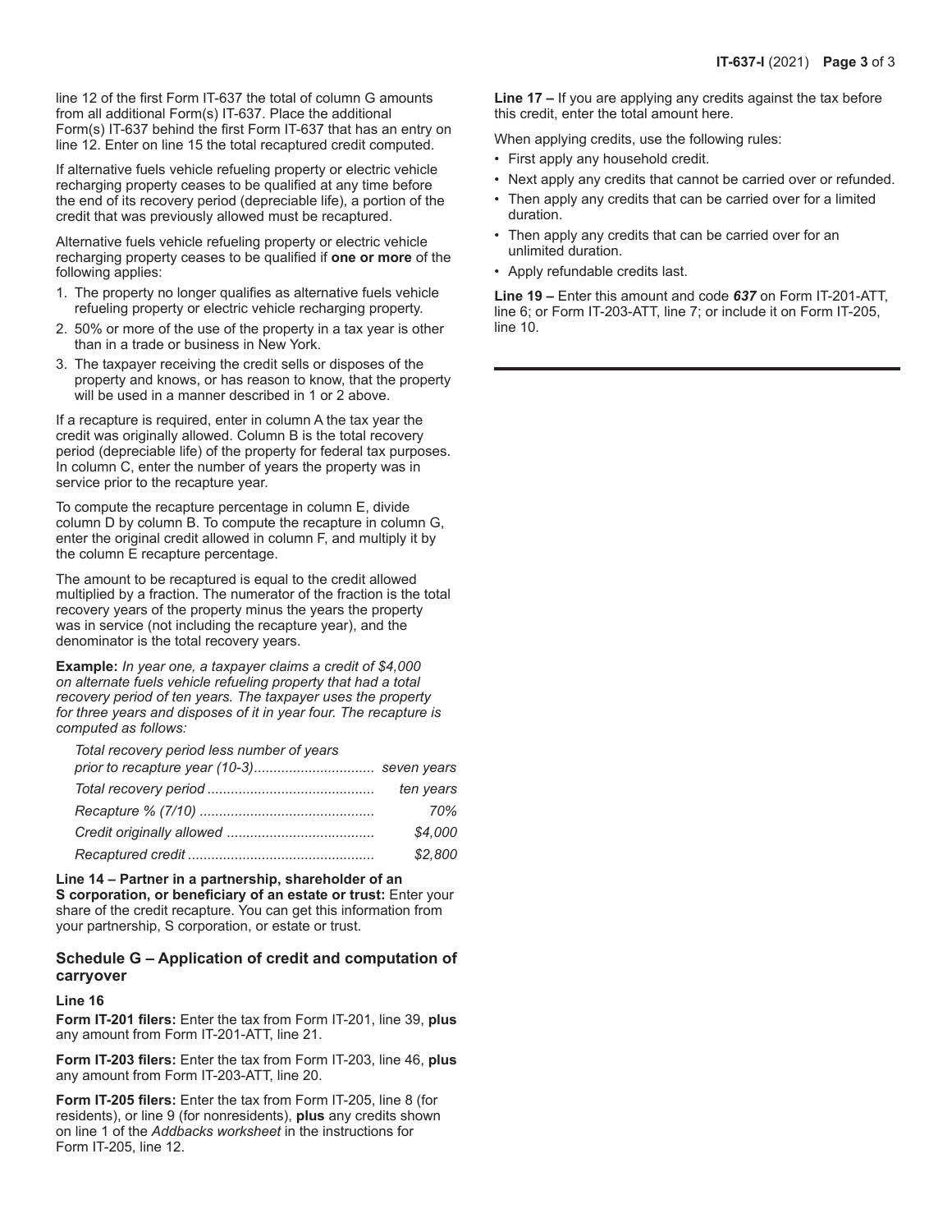line 12 of the first Form IT-637 the total of column G amounts from all additional Form(s) IT-637. Place the additional Form(s) IT-637 behind the first Form IT-637 that has an entry on line 12. Enter on line 15 the total recaptured credit computed.

If alternative fuels vehicle refueling property or electric vehicle recharging property ceases to be qualified at any time before the end of its recovery period (depreciable life), a portion of the credit that was previously allowed must be recaptured.

Alternative fuels vehicle refueling property or electric vehicle recharging property ceases to be qualified if **one or more** of the following applies:

1. The property no longer qualifies as alternative fuels vehicle refueling property or electric vehicle recharging property.
2. 50% or more of the use of the property in a tax year is other than in a trade or business in New York.
3. The taxpayer receiving the credit sells or disposes of the property and knows, or has reason to know, that the property will be used in a manner described in 1 or 2 above.

If a recapture is required, enter in column A the tax year the credit was originally allowed. Column B is the total recovery period (depreciable life) of the property for federal tax purposes. In column C, enter the number of years the property was in service prior to the recapture year.

To compute the recapture percentage in column E, divide column D by column B. To compute the recapture in column G, enter the original credit allowed in column F, and multiply it by the column E recapture percentage.

The amount to be recaptured is equal to the credit allowed multiplied by a fraction. The numerator of the fraction is the total recovery years of the property minus the years the property was in service (not including the recapture year), and the denominator is the total recovery years.

**Example:** *In year one, a taxpayer claims a credit of $4,000 on alternate fuels vehicle refueling property that had a total recovery period of ten years. The taxpayer uses the property for three years and disposes of it in year four. The recapture is computed as follows:*

| | |
|---|---|
| *Total recovery period less number of years prior to recapture year (10-3)* | *seven years* |
| *Total recovery period* | *ten years* |
| *Recapture % (7/10)* | *70%* |
| *Credit originally allowed* | *$4,000* |
| *Recaptured credit* | *$2,800* |

**Line 14 – Partner in a partnership, shareholder of an S corporation, or beneficiary of an estate or trust:** Enter your share of the credit recapture. You can get this information from your partnership, S corporation, or estate or trust.

## Schedule G – Application of credit and computation of carryover

### Line 16

**Form IT-201 filers:** Enter the tax from Form IT-201, line 39, **plus** any amount from Form IT-201-ATT, line 21.

**Form IT-203 filers:** Enter the tax from Form IT-203, line 46, **plus** any amount from Form IT-203-ATT, line 20.

**Form IT-205 filers:** Enter the tax from Form IT-205, line 8 (for residents), or line 9 (for nonresidents), **plus** any credits shown on line 1 of the *Addbacks worksheet* in the instructions for Form IT-205, line 12.

**Line 17 –** If you are applying any credits against the tax before this credit, enter the total amount here.

When applying credits, use the following rules:

- First apply any household credit.
- Next apply any credits that cannot be carried over or refunded.
- Then apply any credits that can be carried over for a limited duration.
- Then apply any credits that can be carried over for an unlimited duration.
- Apply refundable credits last.

**Line 19 –** Enter this amount and code ***637*** on Form IT-201-ATT, line 6; or Form IT-203-ATT, line 7; or include it on Form IT-205, line 10.